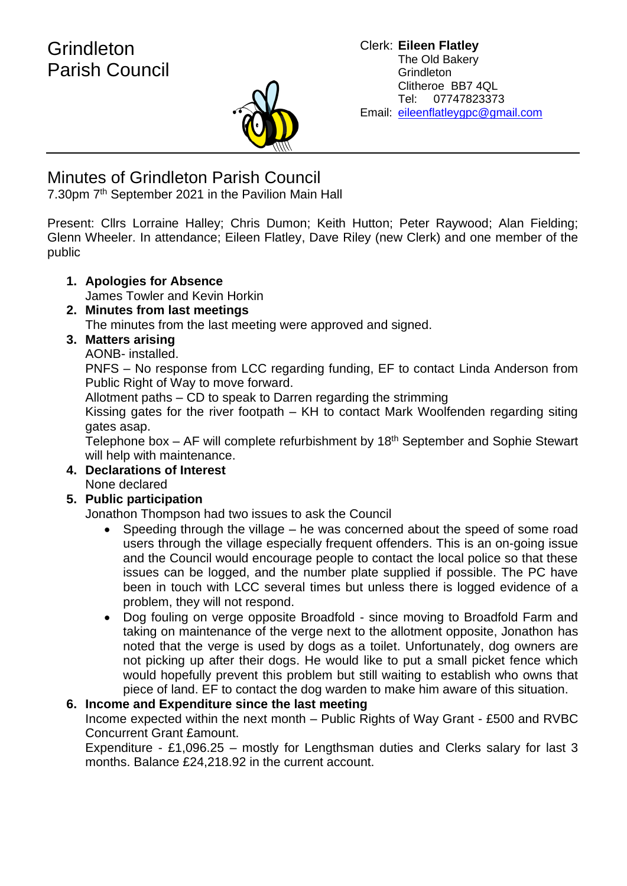# Grindleton Parish Council

Clerk: **Eileen Flatley**
The Old Bakery
Grindleton
Clitheroe BB7 4QL
Tel: 07747823373
Email: eileenflatleygpc@gmail.com

---

## Minutes of Grindleton Parish Council

7.30pm 7th September 2021 in the Pavilion Main Hall

Present: Cllrs Lorraine Halley; Chris Dumon; Keith Hutton; Peter Raywood; Alan Fielding; Glenn Wheeler. In attendance; Eileen Flatley, Dave Riley (new Clerk) and one member of the public

1. **Apologies for Absence**
   James Towler and Kevin Horkin
2. **Minutes from last meetings**
   The minutes from the last meeting were approved and signed.
3. **Matters arising**
   AONB- installed.
   PNFS – No response from LCC regarding funding, EF to contact Linda Anderson from Public Right of Way to move forward.
   Allotment paths – CD to speak to Darren regarding the strimming
   Kissing gates for the river footpath – KH to contact Mark Woolfenden regarding siting gates asap.
   Telephone box – AF will complete refurbishment by 18th September and Sophie Stewart will help with maintenance.
4. **Declarations of Interest**
   None declared
5. **Public participation**
   Jonathon Thompson had two issues to ask the Council
   - Speeding through the village – he was concerned about the speed of some road users through the village especially frequent offenders. This is an on-going issue and the Council would encourage people to contact the local police so that these issues can be logged, and the number plate supplied if possible. The PC have been in touch with LCC several times but unless there is logged evidence of a problem, they will not respond.
   - Dog fouling on verge opposite Broadfold - since moving to Broadfold Farm and taking on maintenance of the verge next to the allotment opposite, Jonathon has noted that the verge is used by dogs as a toilet. Unfortunately, dog owners are not picking up after their dogs. He would like to put a small picket fence which would hopefully prevent this problem but still waiting to establish who owns that piece of land. EF to contact the dog warden to make him aware of this situation.
6. **Income and Expenditure since the last meeting**
   Income expected within the next month – Public Rights of Way Grant - £500 and RVBC Concurrent Grant £amount.
   Expenditure - £1,096.25 – mostly for Lengthsman duties and Clerks salary for last 3 months. Balance £24,218.92 in the current account.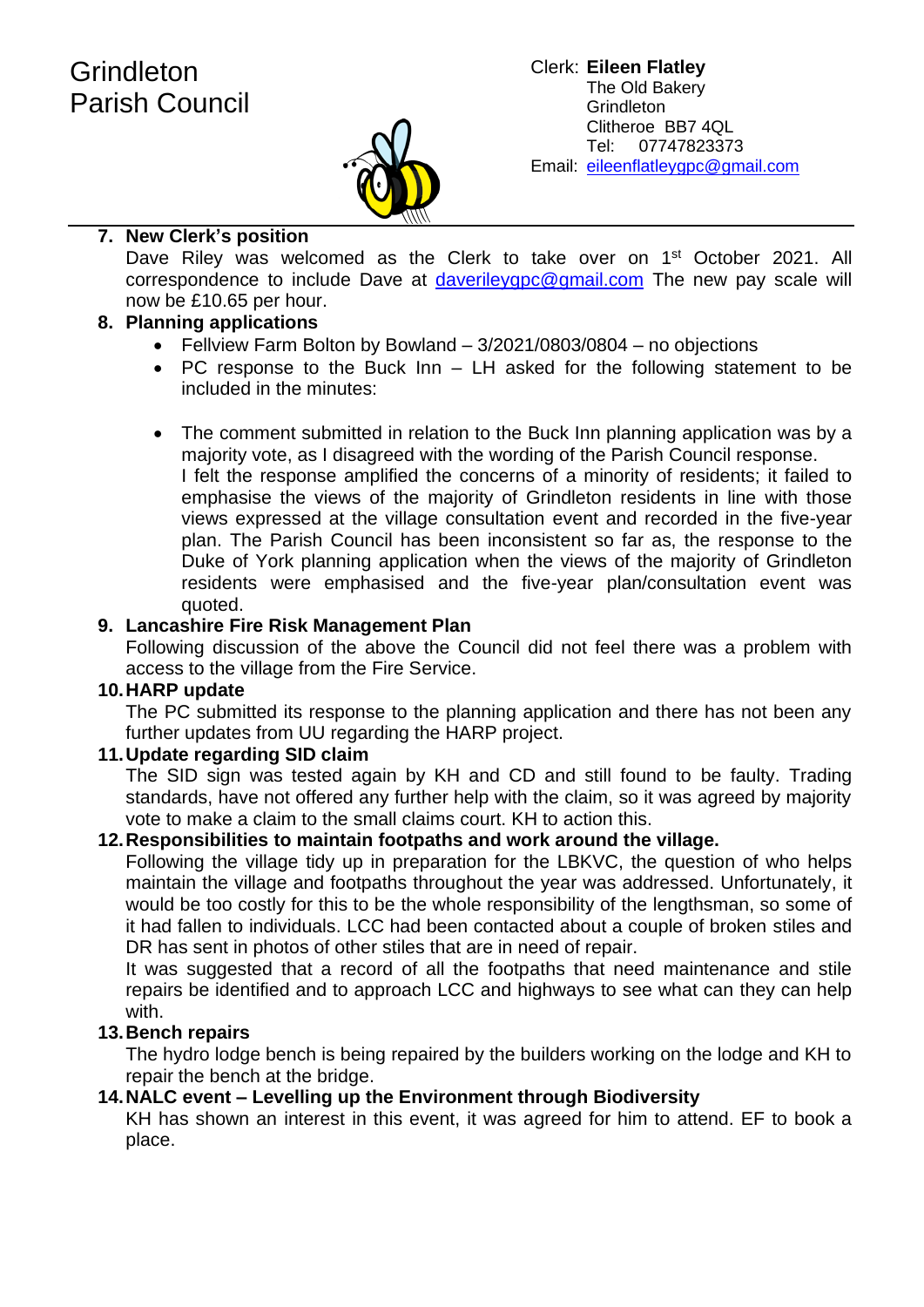Grindleton
Parish Council

Clerk: **Eileen Flatley**
The Old Bakery
Grindleton
Clitheroe BB7 4QL
Tel: 07747823373
Email: eileenflatleygpc@gmail.com

7. **New Clerk's position**

   Dave Riley was welcomed as the Clerk to take over on 1st October 2021. All correspondence to include Dave at daverileygpc@gmail.com The new pay scale will now be £10.65 per hour.

8. **Planning applications**
   - Fellview Farm Bolton by Bowland – 3/2021/0803/0804 – no objections
   - PC response to the Buck Inn – LH asked for the following statement to be included in the minutes:

   - The comment submitted in relation to the Buck Inn planning application was by a majority vote, as I disagreed with the wording of the Parish Council response.
     I felt the response amplified the concerns of a minority of residents; it failed to emphasise the views of the majority of Grindleton residents in line with those views expressed at the village consultation event and recorded in the five-year plan. The Parish Council has been inconsistent so far as, the response to the Duke of York planning application when the views of the majority of Grindleton residents were emphasised and the five-year plan/consultation event was quoted.

9. **Lancashire Fire Risk Management Plan**

   Following discussion of the above the Council did not feel there was a problem with access to the village from the Fire Service.

10. **HARP update**

    The PC submitted its response to the planning application and there has not been any further updates from UU regarding the HARP project.

11. **Update regarding SID claim**

    The SID sign was tested again by KH and CD and still found to be faulty. Trading standards, have not offered any further help with the claim, so it was agreed by majority vote to make a claim to the small claims court. KH to action this.

12. **Responsibilities to maintain footpaths and work around the village.**

    Following the village tidy up in preparation for the LBKVC, the question of who helps maintain the village and footpaths throughout the year was addressed. Unfortunately, it would be too costly for this to be the whole responsibility of the lengthsman, so some of it had fallen to individuals. LCC had been contacted about a couple of broken stiles and DR has sent in photos of other stiles that are in need of repair.

    It was suggested that a record of all the footpaths that need maintenance and stile repairs be identified and to approach LCC and highways to see what can they can help with.

13. **Bench repairs**

    The hydro lodge bench is being repaired by the builders working on the lodge and KH to repair the bench at the bridge.

14. **NALC event – Levelling up the Environment through Biodiversity**

    KH has shown an interest in this event, it was agreed for him to attend. EF to book a place.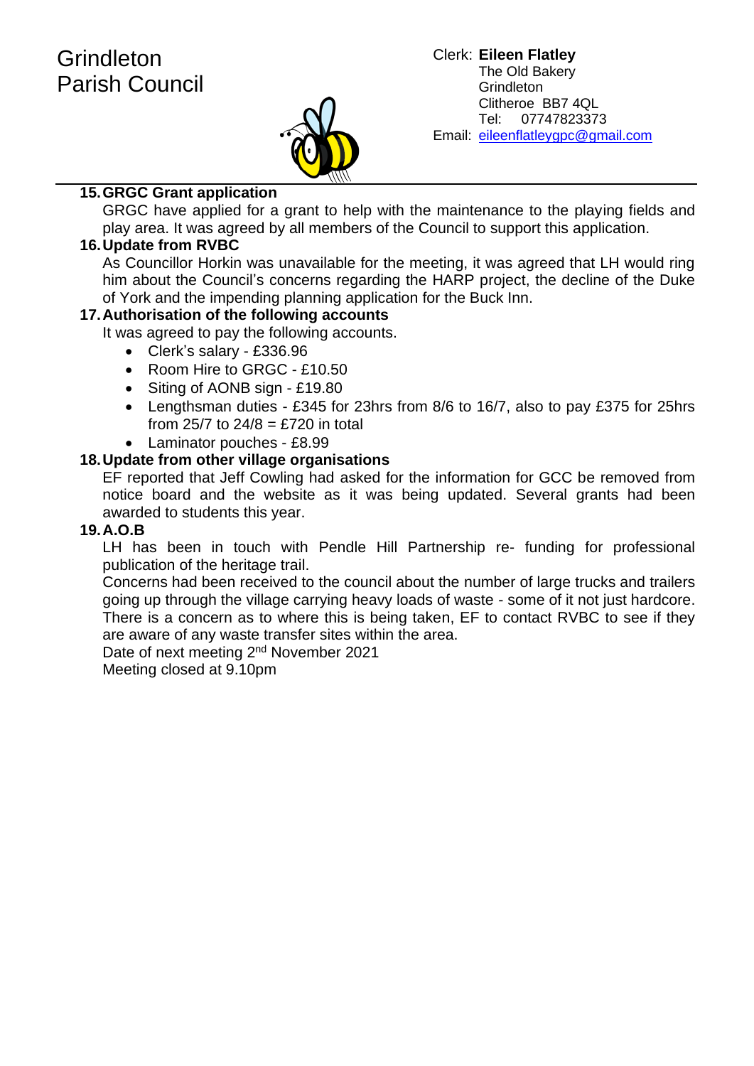Grindleton
Parish Council

Clerk: **Eileen Flatley**
The Old Bakery
Grindleton
Clitheroe BB7 4QL
Tel: 07747823373
Email: eileenflatleygpc@gmail.com

**15. GRGC Grant application**

GRGC have applied for a grant to help with the maintenance to the playing fields and play area. It was agreed by all members of the Council to support this application.

**16. Update from RVBC**

As Councillor Horkin was unavailable for the meeting, it was agreed that LH would ring him about the Council's concerns regarding the HARP project, the decline of the Duke of York and the impending planning application for the Buck Inn.

**17. Authorisation of the following accounts**

It was agreed to pay the following accounts.

- Clerk's salary - £336.96
- Room Hire to GRGC - £10.50
- Siting of AONB sign - £19.80
- Lengthsman duties - £345 for 23hrs from 8/6 to 16/7, also to pay £375 for 25hrs from 25/7 to 24/8 = £720 in total
- Laminator pouches - £8.99

**18. Update from other village organisations**

EF reported that Jeff Cowling had asked for the information for GCC be removed from notice board and the website as it was being updated. Several grants had been awarded to students this year.

**19. A.O.B**

LH has been in touch with Pendle Hill Partnership re- funding for professional publication of the heritage trail.

Concerns had been received to the council about the number of large trucks and trailers going up through the village carrying heavy loads of waste - some of it not just hardcore. There is a concern as to where this is being taken, EF to contact RVBC to see if they are aware of any waste transfer sites within the area.

Date of next meeting 2nd November 2021

Meeting closed at 9.10pm